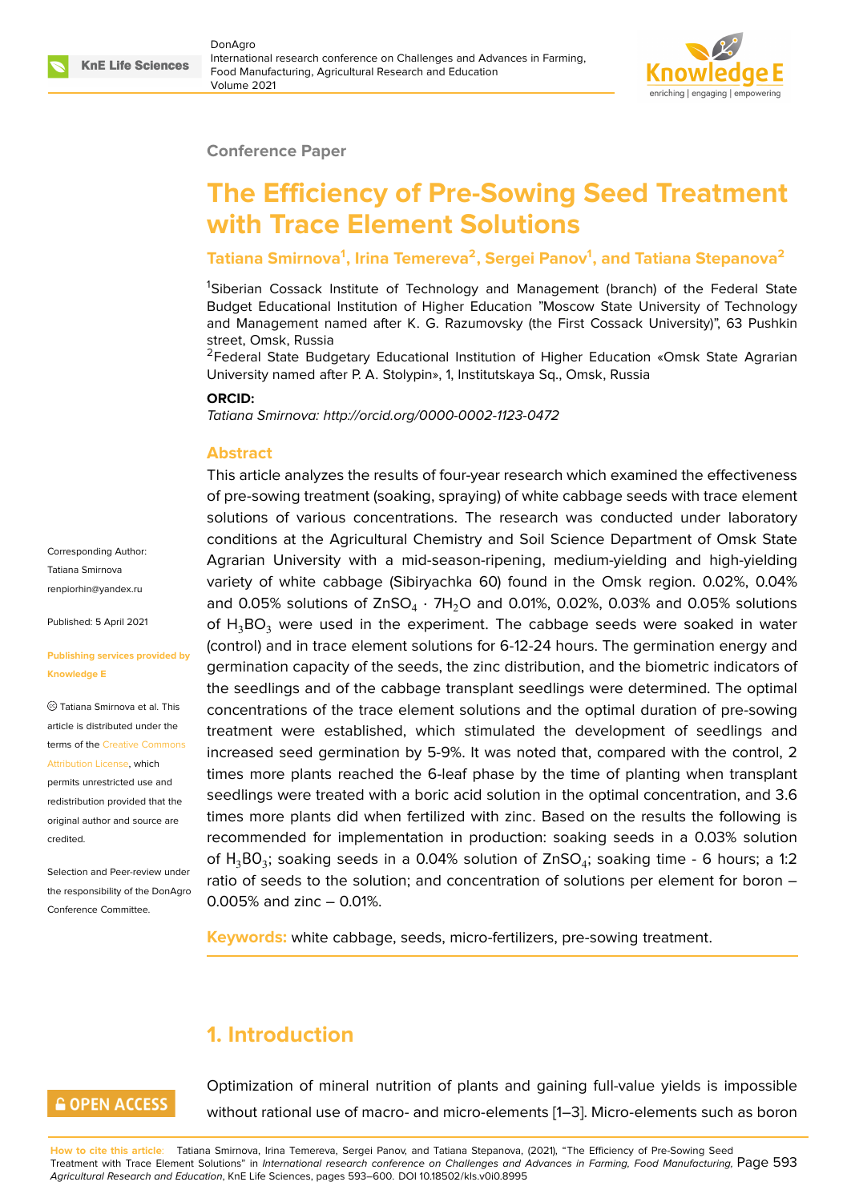Conference Paper

# The Efficiency of Pre-Sowing Seed Treatment with Trace Element Solutions

**Tatiana Smirnova[1], Irina Temereva[2], Sergei Panov[1], and Tatiana Stepanova[2]**

[1]Siberian Cossack Institute of Technology and Management (branch) of the Federal State Budget Educational Institution of Higher Education "Moscow State University of Technology and Management named after K. G. Razumovsky (the First Cossack University)", 63 Pushkin street, Omsk, Russia

[2]Federal State Budgetary Educational Institution of Higher Education «Omsk State Agrarian University named after P. A. Stolypin», 1, Institutskaya Sq., Omsk, Russia

**ORCID:**

*Tatiana Smirnova: http://orcid.org/0000-0002-1123-0472*

Corresponding Author: Tatiana Smirnova renpiorhin@yandex.ru

Published: 5 April 2021

**Publishing services provided by Knowledge E**

Tatiana Smirnova et al. This article is distributed under the terms of the Creative Commons Attribution License, which permits unrestricted use and redistribution provided that the original author and source are credited.

Selection and Peer-review under the responsibility of the DonAgro Conference Committee.

## Abstract

This article analyzes the results of four-year research which examined the effectiveness of pre-sowing treatment (soaking, spraying) of white cabbage seeds with trace element solutions of various concentrations. The research was conducted under laboratory conditions at the Agricultural Chemistry and Soil Science Department of Omsk State Agrarian University with a mid-season-ripening, medium-yielding and high-yielding variety of white cabbage (Sibiryachka 60) found in the Omsk region. 0.02%, 0.04% and 0.05% solutions of $ZnSO_4 \cdot 7H_2O$ and 0.01%, 0.02%, 0.03% and 0.05% solutions of $H_3BO_3$ were used in the experiment. The cabbage seeds were soaked in water (control) and in trace element solutions for 6-12-24 hours. The germination energy and germination capacity of the seeds, the zinc distribution, and the biometric indicators of the seedlings and of the cabbage transplant seedlings were determined. The optimal concentrations of the trace element solutions and the optimal duration of pre-sowing treatment were established, which stimulated the development of seedlings and increased seed germination by 5-9%. It was noted that, compared with the control, 2 times more plants reached the 6-leaf phase by the time of planting when transplant seedlings were treated with a boric acid solution in the optimal concentration, and 3.6 times more plants did when fertilized with zinc. Based on the results the following is recommended for implementation in production: soaking seeds in a 0.03% solution of $H_3BO_3$; soaking seeds in a 0.04% solution of $ZnSO_4$; soaking time - 6 hours; a 1:2 ratio of seeds to the solution; and concentration of solutions per element for boron – 0.005% and zinc – 0.01%.

**Keywords:** white cabbage, seeds, micro-fertilizers, pre-sowing treatment.

## 1. Introduction

Optimization of mineral nutrition of plants and gaining full-value yields is impossible without rational use of macro- and micro-elements [1–3]. Micro-elements such as boron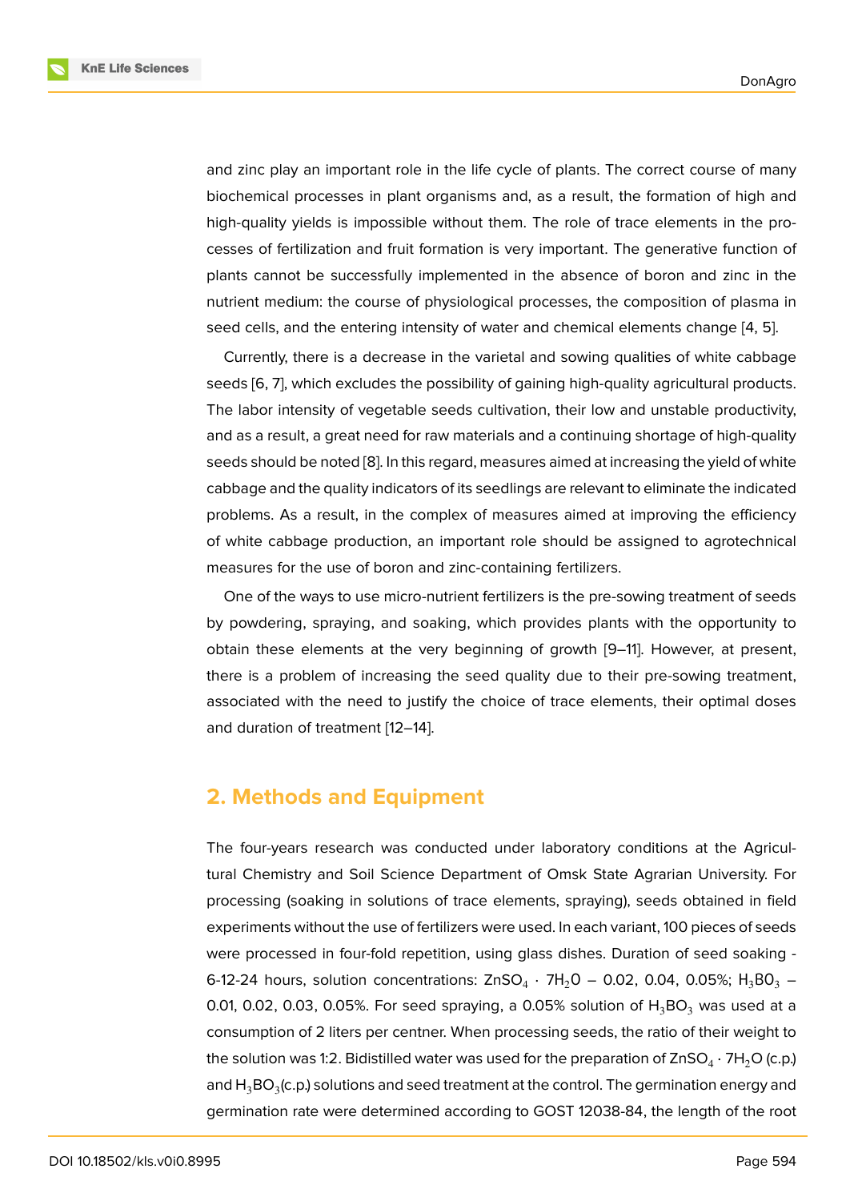and zinc play an important role in the life cycle of plants. The correct course of many biochemical processes in plant organisms and, as a result, the formation of high and high-quality yields is impossible without them. The role of trace elements in the processes of fertilization and fruit formation is very important. The generative function of plants cannot be successfully implemented in the absence of boron and zinc in the nutrient medium: the course of physiological processes, the composition of plasma in seed cells, and the entering intensity of water and chemical elements change [4, 5].

Currently, there is a decrease in the varietal and sowing qualities of white cabbage seeds [6, 7], which excludes the possibility of gaining high-quality agricultural products. The labor intensity of vegetable seeds cultivation, their low and unstable productivity, and as a result, a great need for raw materials and a continuing shortage of high-quality seeds should be noted [8]. In this regard, measures aimed at increasing the yield of white cabbage and the quality indicators of its seedlings are relevant to eliminate the indicated problems. As a result, in the complex of measures aimed at improving the efficiency of white cabbage production, an important role should be assigned to agrotechnical measures for the use of boron and zinc-containing fertilizers.

One of the ways to use micro-nutrient fertilizers is the pre-sowing treatment of seeds by powdering, spraying, and soaking, which provides plants with the opportunity to obtain these elements at the very beginning of growth [9–11]. However, at present, there is a problem of increasing the seed quality due to their pre-sowing treatment, associated with the need to justify the choice of trace elements, their optimal doses and duration of treatment [12–14].

## 2. Methods and Equipment

The four-years research was conducted under laboratory conditions at the Agricultural Chemistry and Soil Science Department of Omsk State Agrarian University. For processing (soaking in solutions of trace elements, spraying), seeds obtained in field experiments without the use of fertilizers were used. In each variant, 100 pieces of seeds were processed in four-fold repetition, using glass dishes. Duration of seed soaking - 6-12-24 hours, solution concentrations: $ZnSO_4 \cdot 7H_2O$ – 0.02, 0.04, 0.05%; $H_3BO_3$ – 0.01, 0.02, 0.03, 0.05%. For seed spraying, a 0.05% solution of $H_3BO_3$ was used at a consumption of 2 liters per centner. When processing seeds, the ratio of their weight to the solution was 1:2. Bidistilled water was used for the preparation of $ZnSO_4 \cdot 7H_2O$ (c.p.) and $H_3BO_3$(c.p.) solutions and seed treatment at the control. The germination energy and germination rate were determined according to GOST 12038-84, the length of the root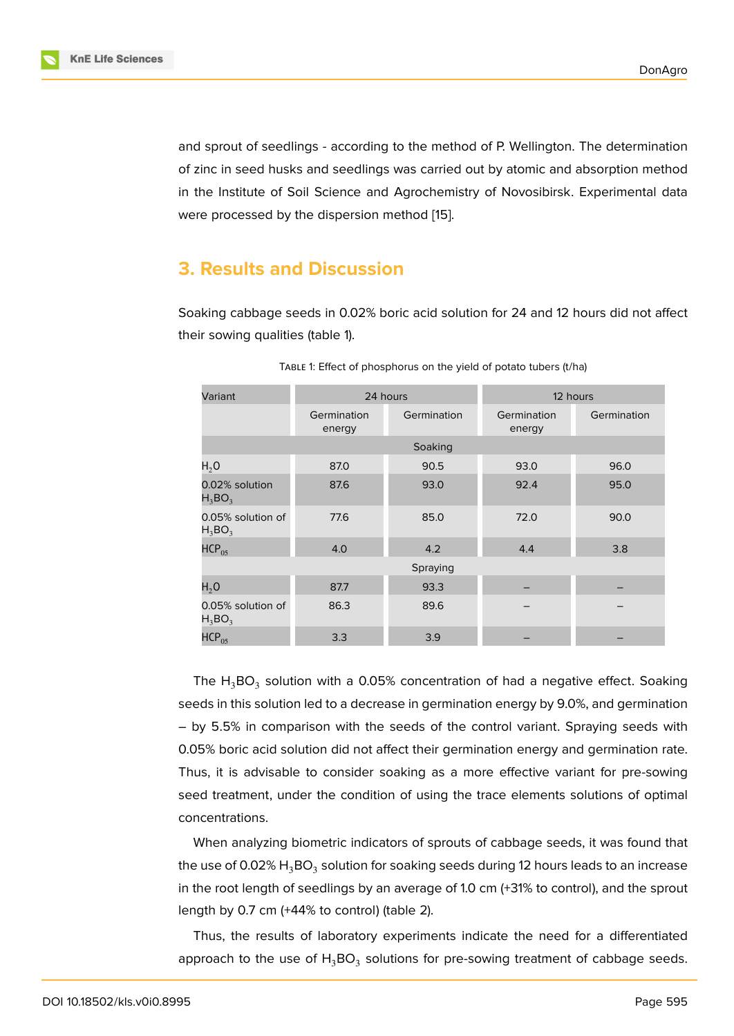and sprout of seedlings - according to the method of P. Wellington. The determination of zinc in seed husks and seedlings was carried out by atomic and absorption method in the Institute of Soil Science and Agrochemistry of Novosibirsk. Experimental data were processed by the dispersion method [15].

## 3. Results and Discussion

Soaking cabbage seeds in 0.02% boric acid solution for 24 and 12 hours did not affect their sowing qualities (table 1).

Table 1: Effect of phosphorus on the yield of potato tubers (t/ha)

| Variant | 24 hours | | 12 hours | |
|---|---|---|---|---|
| | Germination energy | Germination | Germination energy | Germination |
| Soaking | | | | |
| $H_2O$ | 87.0 | 90.5 | 93.0 | 96.0 |
| 0.02% solution $H_3BO_3$ | 87.6 | 93.0 | 92.4 | 95.0 |
| 0.05% solution of $H_3BO_3$ | 77.6 | 85.0 | 72.0 | 90.0 |
| $HCP_{05}$ | 4.0 | 4.2 | 4.4 | 3.8 |
| Spraying | | | | |
| $H_2O$ | 87.7 | 93.3 | – | – |
| 0.05% solution of $H_3BO_3$ | 86.3 | 89.6 | – | – |
| $HCP_{05}$ | 3.3 | 3.9 | – | – |

The $H_3BO_3$ solution with a 0.05% concentration of had a negative effect. Soaking seeds in this solution led to a decrease in germination energy by 9.0%, and germination – by 5.5% in comparison with the seeds of the control variant. Spraying seeds with 0.05% boric acid solution did not affect their germination energy and germination rate. Thus, it is advisable to consider soaking as a more effective variant for pre-sowing seed treatment, under the condition of using the trace elements solutions of optimal concentrations.

When analyzing biometric indicators of sprouts of cabbage seeds, it was found that the use of 0.02% $H_3BO_3$ solution for soaking seeds during 12 hours leads to an increase in the root length of seedlings by an average of 1.0 cm (+31% to control), and the sprout length by 0.7 cm (+44% to control) (table 2).

Thus, the results of laboratory experiments indicate the need for a differentiated approach to the use of $H_3BO_3$ solutions for pre-sowing treatment of cabbage seeds.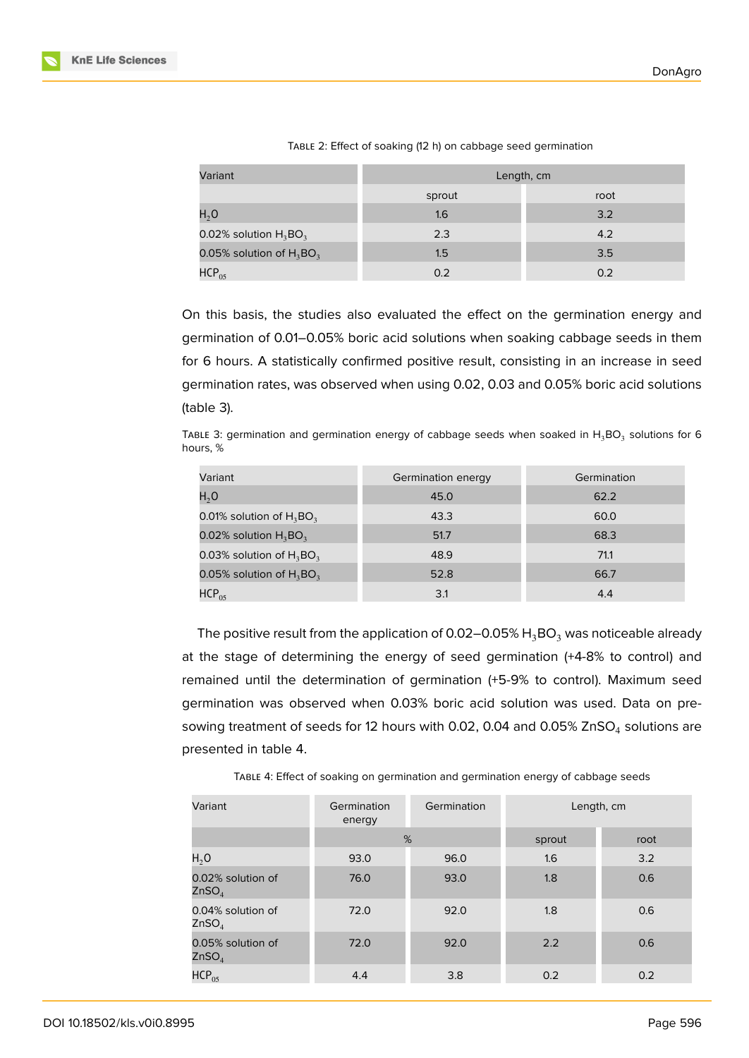Table 2: Effect of soaking (12 h) on cabbage seed germination

| Variant | Length, cm | |
|---|---|---|
| | sprout | root |
| $H_2O$ | 1.6 | 3.2 |
| 0.02% solution $H_3BO_3$ | 2.3 | 4.2 |
| 0.05% solution of $H_3BO_3$ | 1.5 | 3.5 |
| $HCP_{05}$ | 0.2 | 0.2 |

On this basis, the studies also evaluated the effect on the germination energy and germination of 0.01–0.05% boric acid solutions when soaking cabbage seeds in them for 6 hours. A statistically confirmed positive result, consisting in an increase in seed germination rates, was observed when using 0.02, 0.03 and 0.05% boric acid solutions (table 3).

Table 3: germination and germination energy of cabbage seeds when soaked in $H_3BO_3$ solutions for 6 hours, %

| Variant | Germination energy | Germination |
|---|---|---|
| $H_2O$ | 45.0 | 62.2 |
| 0.01% solution of $H_3BO_3$ | 43.3 | 60.0 |
| 0.02% solution $H_3BO_3$ | 51.7 | 68.3 |
| 0.03% solution of $H_3BO_3$ | 48.9 | 71.1 |
| 0.05% solution of $H_3BO_3$ | 52.8 | 66.7 |
| $HCP_{05}$ | 3.1 | 4.4 |

The positive result from the application of 0.02–0.05% $H_3BO_3$ was noticeable already at the stage of determining the energy of seed germination (+4-8% to control) and remained until the determination of germination (+5-9% to control). Maximum seed germination was observed when 0.03% boric acid solution was used. Data on pre-sowing treatment of seeds for 12 hours with 0.02, 0.04 and 0.05% $ZnSO_4$ solutions are presented in table 4.

Table 4: Effect of soaking on germination and germination energy of cabbage seeds

| Variant | Germination energy | Germination | Length, cm | |
|---|---|---|---|---|
| | % | | sprout | root |
| $H_2O$ | 93.0 | 96.0 | 1.6 | 3.2 |
| 0.02% solution of $ZnSO_4$ | 76.0 | 93.0 | 1.8 | 0.6 |
| 0.04% solution of $ZnSO_4$ | 72.0 | 92.0 | 1.8 | 0.6 |
| 0.05% solution of $ZnSO_4$ | 72.0 | 92.0 | 2.2 | 0.6 |
| $HCP_{05}$ | 4.4 | 3.8 | 0.2 | 0.2 |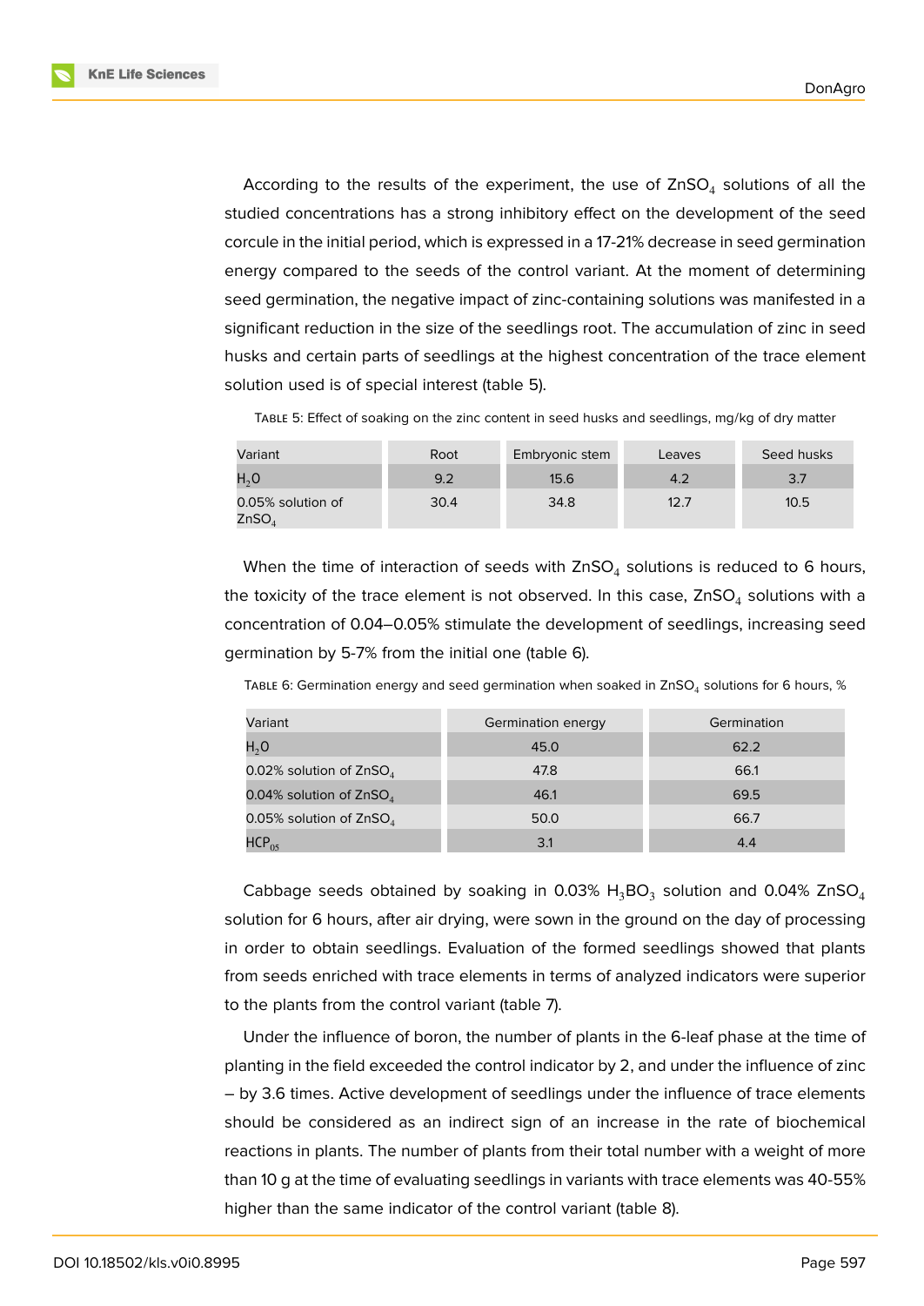According to the results of the experiment, the use of $ZnSO_4$ solutions of all the studied concentrations has a strong inhibitory effect on the development of the seed corcule in the initial period, which is expressed in a 17-21% decrease in seed germination energy compared to the seeds of the control variant. At the moment of determining seed germination, the negative impact of zinc-containing solutions was manifested in a significant reduction in the size of the seedlings root. The accumulation of zinc in seed husks and certain parts of seedlings at the highest concentration of the trace element solution used is of special interest (table 5).

TABLE 5: Effect of soaking on the zinc content in seed husks and seedlings, mg/kg of dry matter

| Variant | Root | Embryonic stem | Leaves | Seed husks |
|---|---|---|---|---|
| $H_2O$ | 9.2 | 15.6 | 4.2 | 3.7 |
| 0.05% solution of $ZnSO_4$ | 30.4 | 34.8 | 12.7 | 10.5 |

When the time of interaction of seeds with $ZnSO_4$ solutions is reduced to 6 hours, the toxicity of the trace element is not observed. In this case, $ZnSO_4$ solutions with a concentration of 0.04–0.05% stimulate the development of seedlings, increasing seed germination by 5-7% from the initial one (table 6).

TABLE 6: Germination energy and seed germination when soaked in $ZnSO_4$ solutions for 6 hours, %

| Variant | Germination energy | Germination |
|---|---|---|
| $H_2O$ | 45.0 | 62.2 |
| 0.02% solution of $ZnSO_4$ | 47.8 | 66.1 |
| 0.04% solution of $ZnSO_4$ | 46.1 | 69.5 |
| 0.05% solution of $ZnSO_4$ | 50.0 | 66.7 |
| $HCP_{05}$ | 3.1 | 4.4 |

Cabbage seeds obtained by soaking in 0.03% $H_3BO_3$ solution and 0.04% $ZnSO_4$ solution for 6 hours, after air drying, were sown in the ground on the day of processing in order to obtain seedlings. Evaluation of the formed seedlings showed that plants from seeds enriched with trace elements in terms of analyzed indicators were superior to the plants from the control variant (table 7).

Under the influence of boron, the number of plants in the 6-leaf phase at the time of planting in the field exceeded the control indicator by 2, and under the influence of zinc – by 3.6 times. Active development of seedlings under the influence of trace elements should be considered as an indirect sign of an increase in the rate of biochemical reactions in plants. The number of plants from their total number with a weight of more than 10 g at the time of evaluating seedlings in variants with trace elements was 40-55% higher than the same indicator of the control variant (table 8).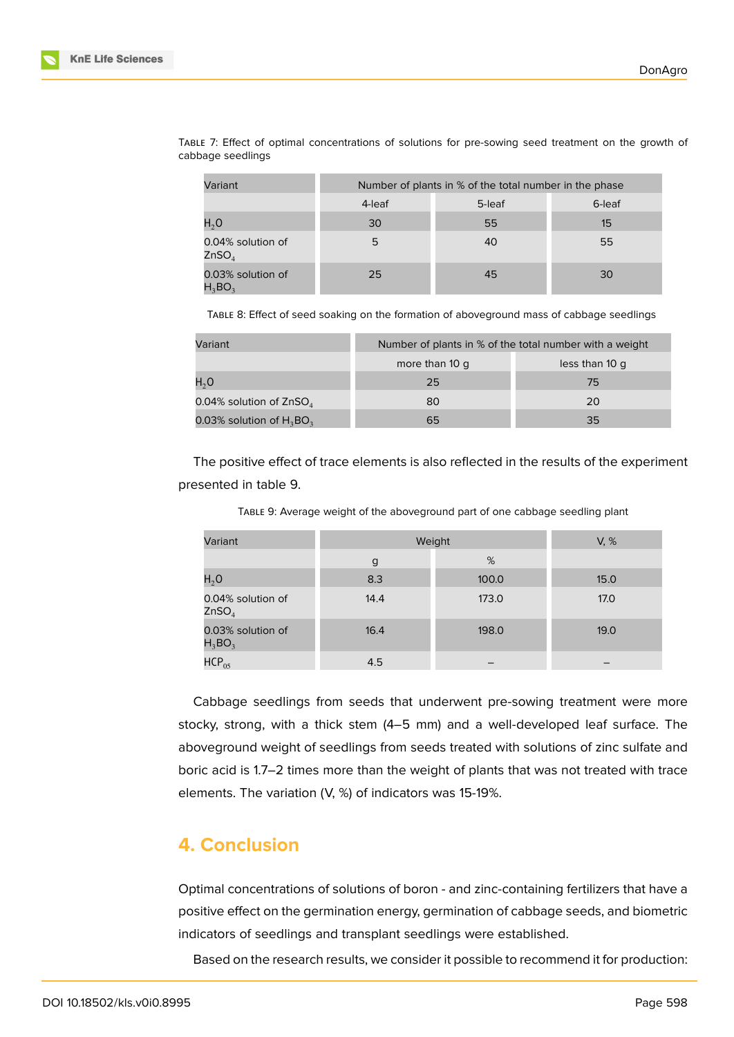Table 7: Effect of optimal concentrations of solutions for pre-sowing seed treatment on the growth of cabbage seedlings

| Variant | Number of plants in % of the total number in the phase | | |
|---|---|---|---|
| | 4-leaf | 5-leaf | 6-leaf |
| $H_2O$ | 30 | 55 | 15 |
| 0.04% solution of $ZnSO_4$ | 5 | 40 | 55 |
| 0.03% solution of $H_3BO_3$ | 25 | 45 | 30 |

Table 8: Effect of seed soaking on the formation of aboveground mass of cabbage seedlings

| Variant | Number of plants in % of the total number with a weight | |
|---|---|---|
| | more than 10 g | less than 10 g |
| $H_2O$ | 25 | 75 |
| 0.04% solution of $ZnSO_4$ | 80 | 20 |
| 0.03% solution of $H_3BO_3$ | 65 | 35 |

The positive effect of trace elements is also reflected in the results of the experiment presented in table 9.

Table 9: Average weight of the aboveground part of one cabbage seedling plant

| Variant | Weight | | V, % |
|---|---|---|---|
| | g | % | |
| $H_2O$ | 8.3 | 100.0 | 15.0 |
| 0.04% solution of $ZnSO_4$ | 14.4 | 173.0 | 17.0 |
| 0.03% solution of $H_3BO_3$ | 16.4 | 198.0 | 19.0 |
| $HCP_{05}$ | 4.5 | – | – |

Cabbage seedlings from seeds that underwent pre-sowing treatment were more stocky, strong, with a thick stem (4–5 mm) and a well-developed leaf surface. The aboveground weight of seedlings from seeds treated with solutions of zinc sulfate and boric acid is 1.7–2 times more than the weight of plants that was not treated with trace elements. The variation (V, %) of indicators was 15-19%.

## 4. Conclusion

Optimal concentrations of solutions of boron - and zinc-containing fertilizers that have a positive effect on the germination energy, germination of cabbage seeds, and biometric indicators of seedlings and transplant seedlings were established.

Based on the research results, we consider it possible to recommend it for production: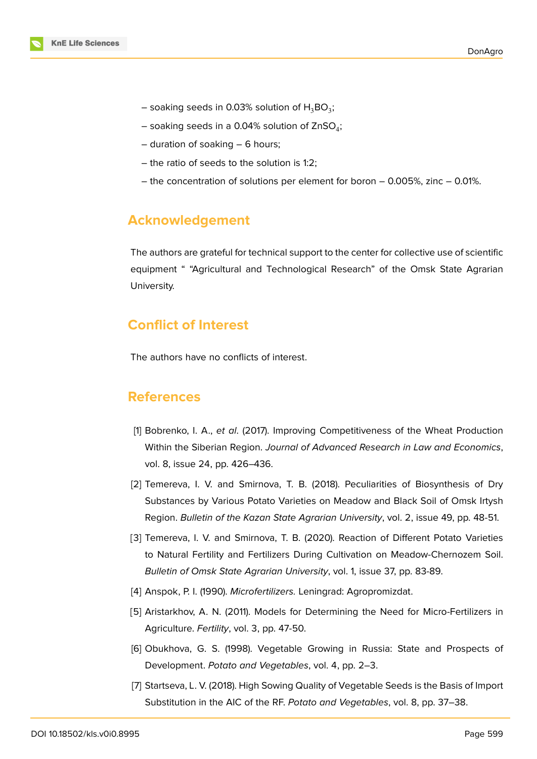– soaking seeds in 0.03% solution of $H_3BO_3$;

– soaking seeds in a 0.04% solution of $ZnSO_4$;

– duration of soaking – 6 hours;

– the ratio of seeds to the solution is 1:2;

– the concentration of solutions per element for boron – 0.005%, zinc – 0.01%.

## Acknowledgement

The authors are grateful for technical support to the center for collective use of scientific equipment " "Agricultural and Technological Research" of the Omsk State Agrarian University.

## Conflict of Interest

The authors have no conflicts of interest.

## References

[1] Bobrenko, I. A., *et al*. (2017). Improving Competitiveness of the Wheat Production Within the Siberian Region. *Journal of Advanced Research in Law and Economics*, vol. 8, issue 24, pp. 426–436.

[2] Temereva, I. V. and Smirnova, T. B. (2018). Peculiarities of Biosynthesis of Dry Substances by Various Potato Varieties on Meadow and Black Soil of Omsk Irtysh Region. *Bulletin of the Kazan State Agrarian University*, vol. 2, issue 49, pp. 48-51.

[3] Temereva, I. V. and Smirnova, T. B. (2020). Reaction of Different Potato Varieties to Natural Fertility and Fertilizers During Cultivation on Meadow-Chernozem Soil. *Bulletin of Omsk State Agrarian University*, vol. 1, issue 37, pp. 83-89.

[4] Anspok, P. I. (1990). *Microfertilizers.* Leningrad: Agropromizdat.

[5] Aristarkhov, A. N. (2011). Models for Determining the Need for Micro-Fertilizers in Agriculture. *Fertility*, vol. 3, pp. 47-50.

[6] Obukhova, G. S. (1998). Vegetable Growing in Russia: State and Prospects of Development. *Potato and Vegetables*, vol. 4, pp. 2–3.

[7] Startseva, L. V. (2018). High Sowing Quality of Vegetable Seeds is the Basis of Import Substitution in the AIC of the RF. *Potato and Vegetables*, vol. 8, pp. 37–38.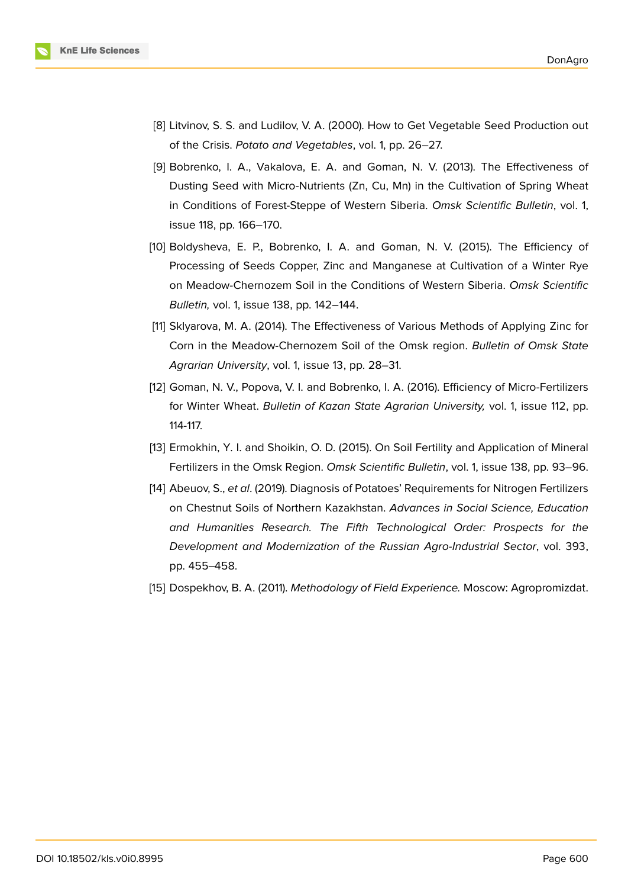[8] Litvinov, S. S. and Ludilov, V. A. (2000). How to Get Vegetable Seed Production out of the Crisis. *Potato and Vegetables*, vol. 1, pp. 26–27.

[9] Bobrenko, I. A., Vakalova, E. A. and Goman, N. V. (2013). The Effectiveness of Dusting Seed with Micro-Nutrients (Zn, Cu, Mn) in the Cultivation of Spring Wheat in Conditions of Forest-Steppe of Western Siberia. *Omsk Scientific Bulletin*, vol. 1, issue 118, pp. 166–170.

[10] Boldysheva, E. P., Bobrenko, I. A. and Goman, N. V. (2015). The Efficiency of Processing of Seeds Copper, Zinc and Manganese at Cultivation of a Winter Rye on Meadow-Chernozem Soil in the Conditions of Western Siberia. *Omsk Scientific Bulletin,* vol. 1, issue 138, pp. 142–144.

[11] Sklyarova, M. A. (2014). The Effectiveness of Various Methods of Applying Zinc for Corn in the Meadow-Chernozem Soil of the Omsk region. *Bulletin of Omsk State Agrarian University*, vol. 1, issue 13, pp. 28–31.

[12] Goman, N. V., Popova, V. I. and Bobrenko, I. A. (2016). Efficiency of Micro-Fertilizers for Winter Wheat. *Bulletin of Kazan State Agrarian University,* vol. 1, issue 112, pp. 114-117.

[13] Ermokhin, Y. I. and Shoikin, O. D. (2015). On Soil Fertility and Application of Mineral Fertilizers in the Omsk Region. *Omsk Scientific Bulletin*, vol. 1, issue 138, pp. 93–96.

[14] Abeuov, S., *et al*. (2019). Diagnosis of Potatoes' Requirements for Nitrogen Fertilizers on Chestnut Soils of Northern Kazakhstan. *Advances in Social Science, Education and Humanities Research. The Fifth Technological Order: Prospects for the Development and Modernization of the Russian Agro-Industrial Sector*, vol. 393, pp. 455–458.

[15] Dospekhov, B. A. (2011). *Methodology of Field Experience.* Moscow: Agropromizdat.